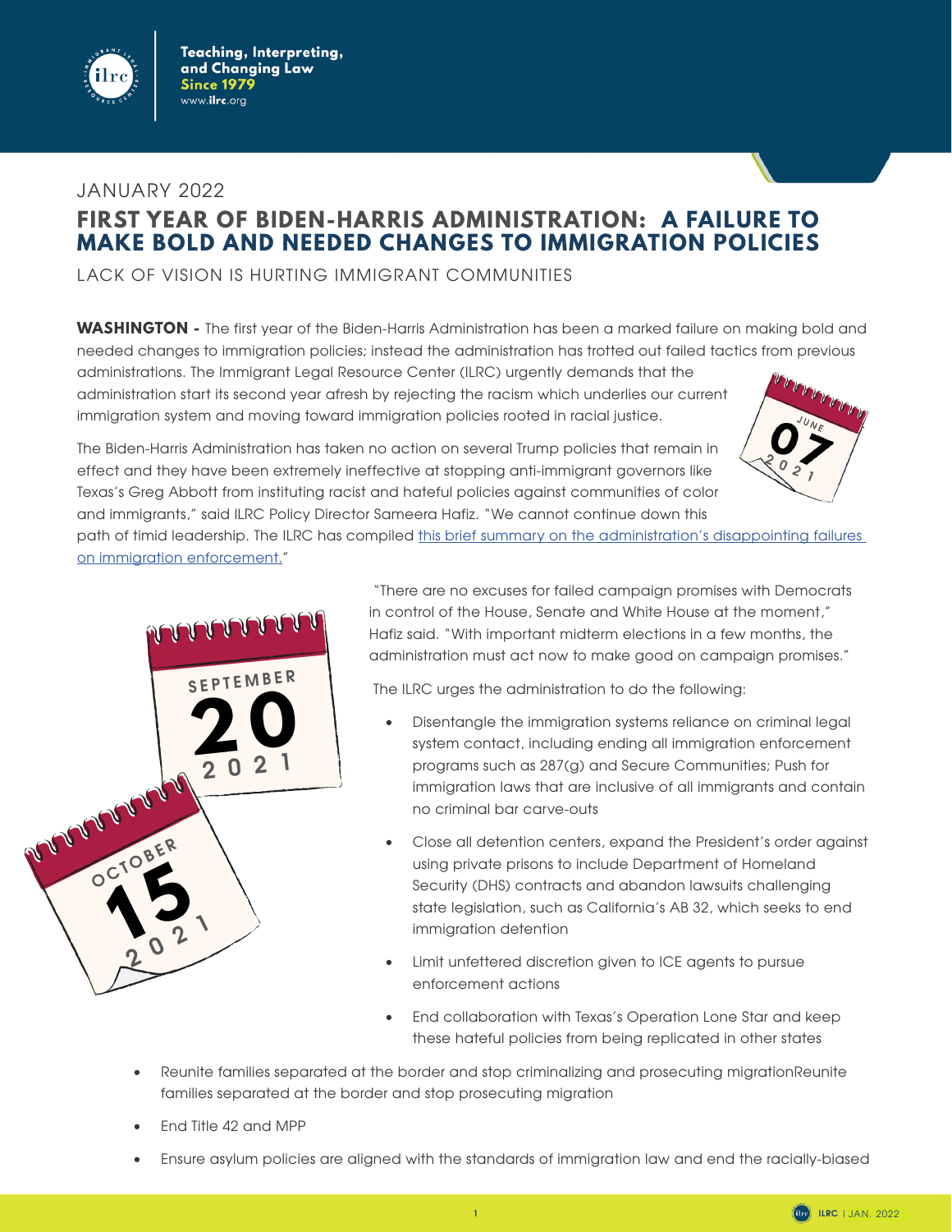JANUARY 2022

# FIRST YEAR OF BIDEN-HARRIS ADMINISTRATION: A FAILURE TO MAKE BOLD AND NEEDED CHANGES TO IMMIGRATION POLICIES

LACK OF VISION IS HURTING IMMIGRANT COMMUNITIES

**WASHINGTON -** The first year of the Biden-Harris Administration has been a marked failure on making bold and needed changes to immigration policies; instead the administration has trotted out failed tactics from previous administrations. The Immigrant Legal Resource Center (ILRC) urgently demands that the administration start its second year afresh by rejecting the racism which underlies our current immigration system and moving toward immigration policies rooted in racial justice.

The Biden-Harris Administration has taken no action on several Trump policies that remain in effect and they have been extremely ineffective at stopping anti-immigrant governors like Texas's Greg Abbott from instituting racist and hateful policies against communities of color and immigrants," said ILRC Policy Director Sameera Hafiz. "We cannot continue down this path of timid leadership. The ILRC has compiled [this brief summary on the administration's disappointing failures on immigration enforcement.]"

"There are no excuses for failed campaign promises with Democrats in control of the House, Senate and White House at the moment," Hafiz said. "With important midterm elections in a few months, the administration must act now to make good on campaign promises."

The ILRC urges the administration to do the following:

- Disentangle the immigration systems reliance on criminal legal system contact, including ending all immigration enforcement programs such as 287(g) and Secure Communities; Push for immigration laws that are inclusive of all immigrants and contain no criminal bar carve-outs
- Close all detention centers, expand the President's order against using private prisons to include Department of Homeland Security (DHS) contracts and abandon lawsuits challenging state legislation, such as California's AB 32, which seeks to end immigration detention
- Limit unfettered discretion given to ICE agents to pursue enforcement actions
- End collaboration with Texas's Operation Lone Star and keep these hateful policies from being replicated in other states
- Reunite families separated at the border and stop criminalizing and prosecuting migrationReunite families separated at the border and stop prosecuting migration
- End Title 42 and MPP
- Ensure asylum policies are aligned with the standards of immigration law and end the racially-biased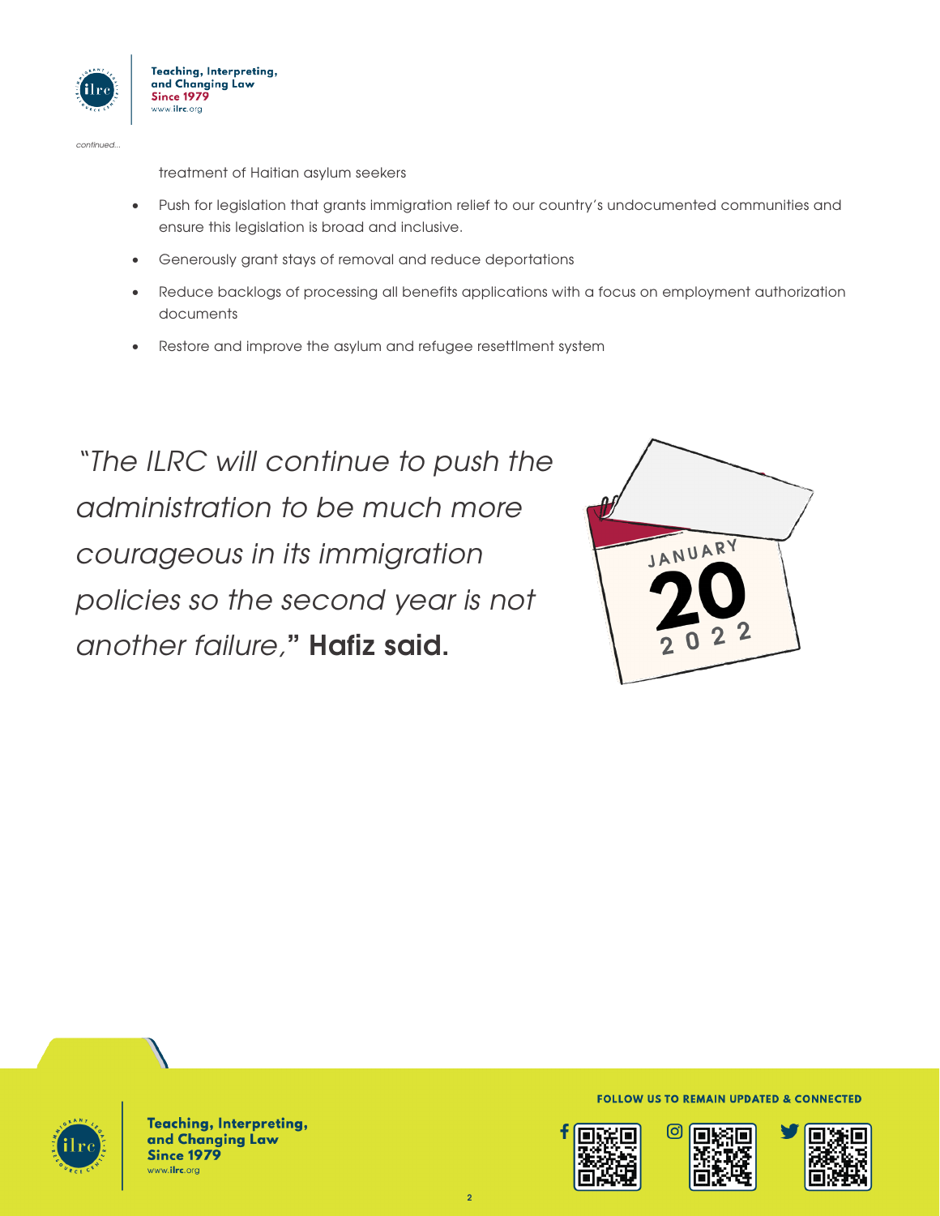*continued...*

treatment of Haitian asylum seekers

- Push for legislation that grants immigration relief to our country's undocumented communities and ensure this legislation is broad and inclusive.
- Generously grant stays of removal and reduce deportations
- Reduce backlogs of processing all benefits applications with a focus on employment authorization documents
- Restore and improve the asylum and refugee resettlment system

*"The ILRC will continue to push the administration to be much more courageous in its immigration policies so the second year is not another failure,"* **Hafiz said.**